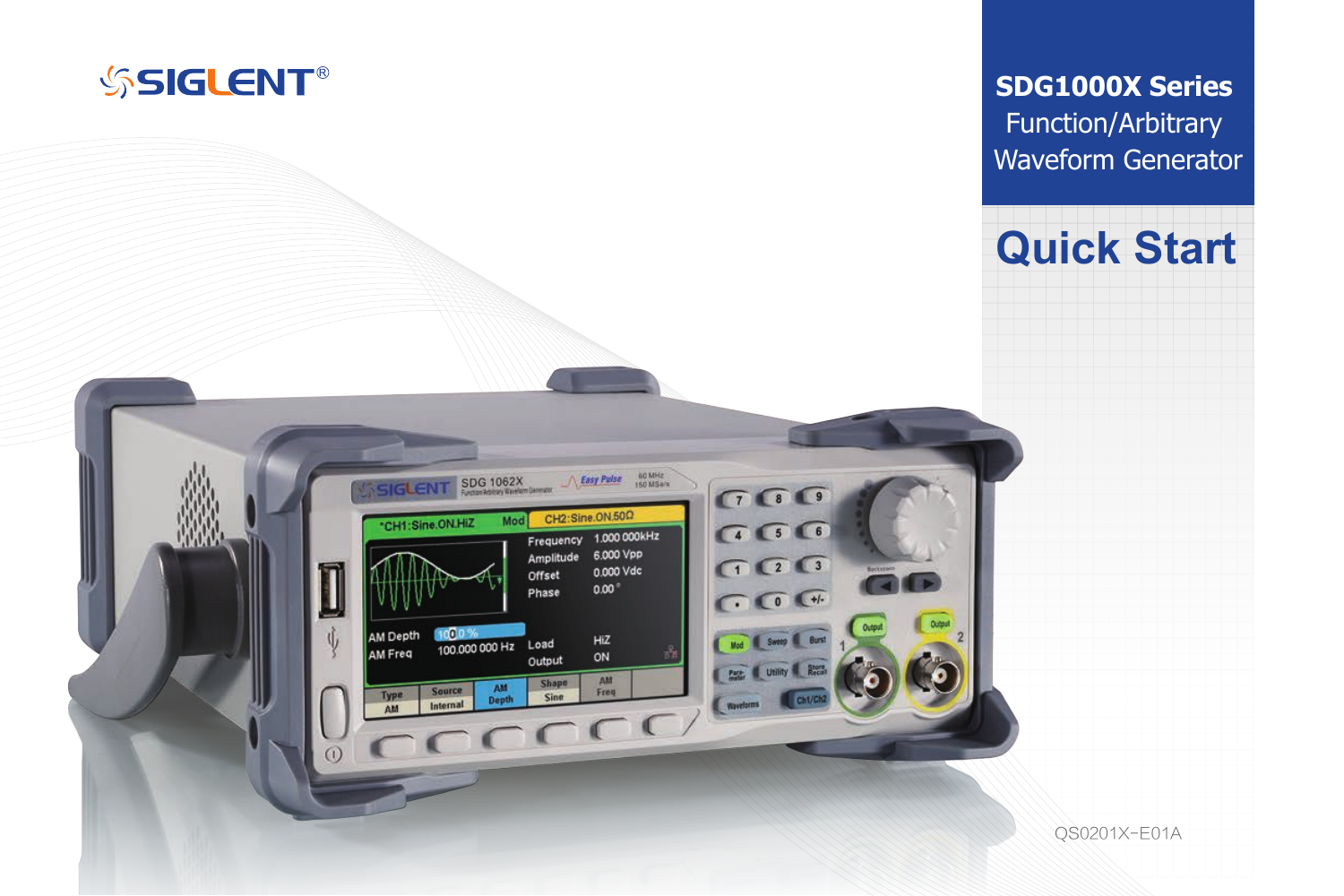SIGLENT®

# SDG1000X Series

Function/Arbitrary Waveform Generator

# Quick Start

QS0201X-E01A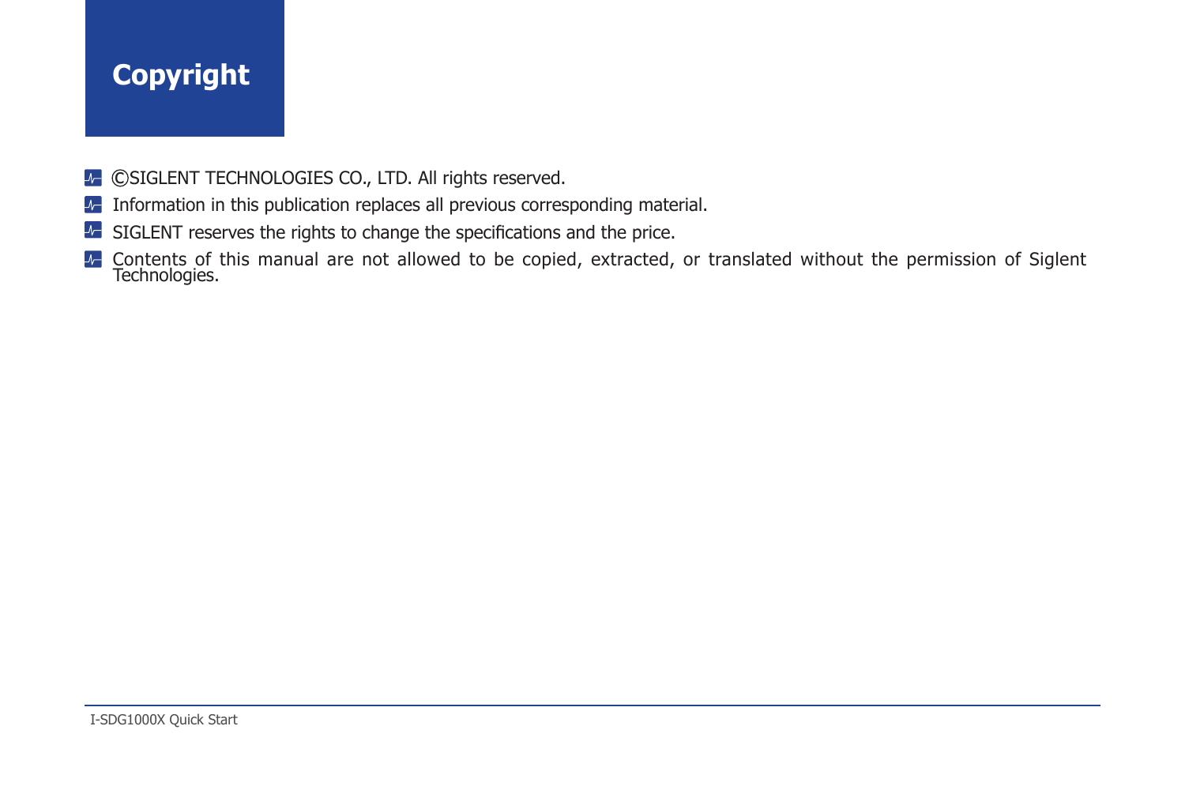# Copyright

- ©SIGLENT TECHNOLOGIES CO., LTD. All rights reserved.
- Information in this publication replaces all previous corresponding material.
- SIGLENT reserves the rights to change the specifications and the price.
- Contents of this manual are not allowed to be copied, extracted, or translated without the permission of Siglent Technologies.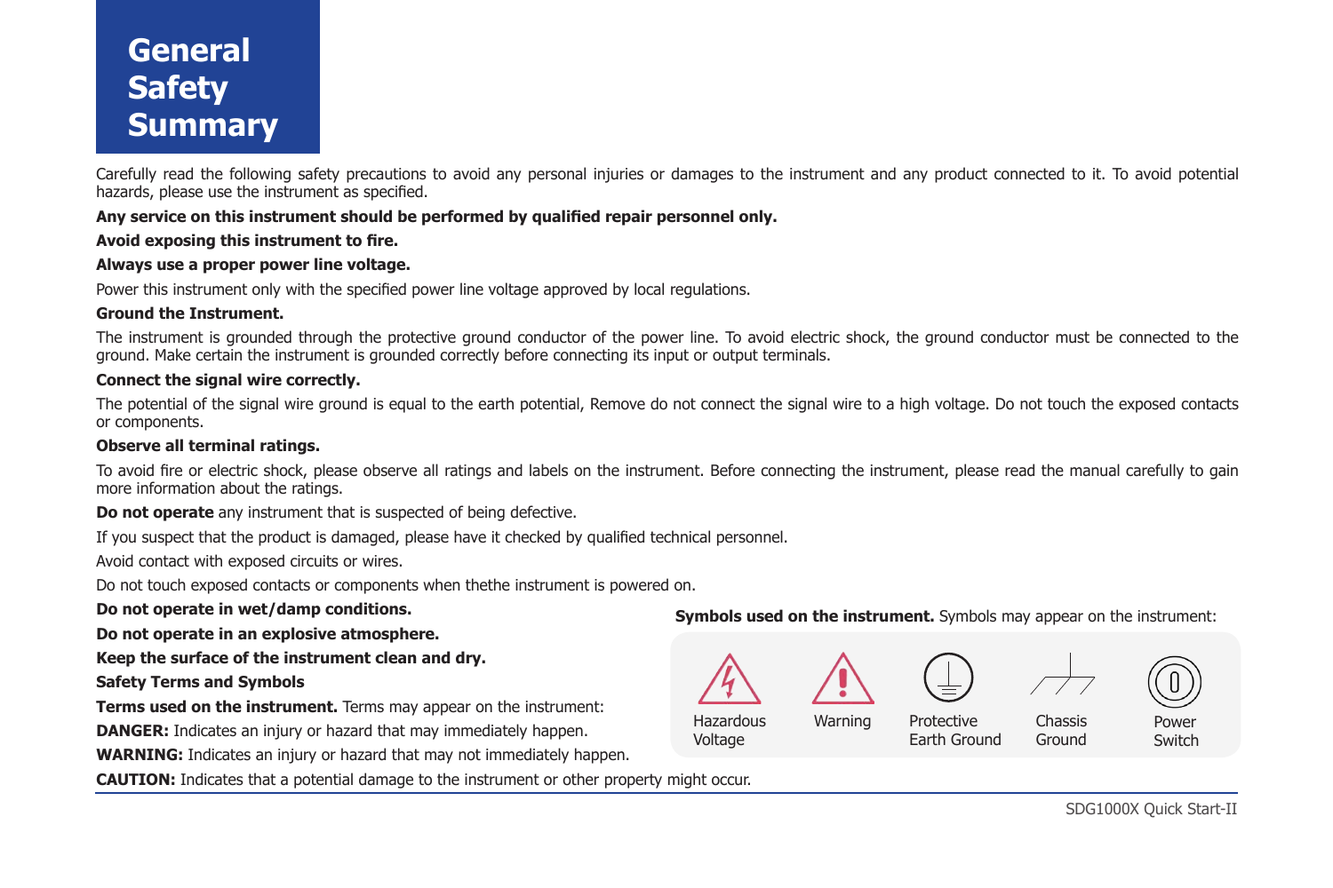# General Safety Summary

Carefully read the following safety precautions to avoid any personal injuries or damages to the instrument and any product connected to it. To avoid potential hazards, please use the instrument as specified.

**Any service on this instrument should be performed by qualified repair personnel only.**

**Avoid exposing this instrument to fire.**

**Always use a proper power line voltage.**

Power this instrument only with the specified power line voltage approved by local regulations.

**Ground the Instrument.**

The instrument is grounded through the protective ground conductor of the power line. To avoid electric shock, the ground conductor must be connected to the ground. Make certain the instrument is grounded correctly before connecting its input or output terminals.

**Connect the signal wire correctly.**

The potential of the signal wire ground is equal to the earth potential, Remove do not connect the signal wire to a high voltage. Do not touch the exposed contacts or components.

**Observe all terminal ratings.**

To avoid fire or electric shock, please observe all ratings and labels on the instrument. Before connecting the instrument, please read the manual carefully to gain more information about the ratings.

**Do not operate** any instrument that is suspected of being defective.

If you suspect that the product is damaged, please have it checked by qualified technical personnel.

Avoid contact with exposed circuits or wires.

Do not touch exposed contacts or components when thethe instrument is powered on.

**Do not operate in wet/damp conditions.**

**Do not operate in an explosive atmosphere.**

**Keep the surface of the instrument clean and dry.**

**Safety Terms and Symbols**

**Terms used on the instrument.** Terms may appear on the instrument:

**DANGER:** Indicates an injury or hazard that may immediately happen.

**WARNING:** Indicates an injury or hazard that may not immediately happen.

**CAUTION:** Indicates that a potential damage to the instrument or other property might occur.

**Symbols used on the instrument.** Symbols may appear on the instrument:

Hazardous Voltage | Warning | Protective Earth Ground | Chassis Ground | Power Switch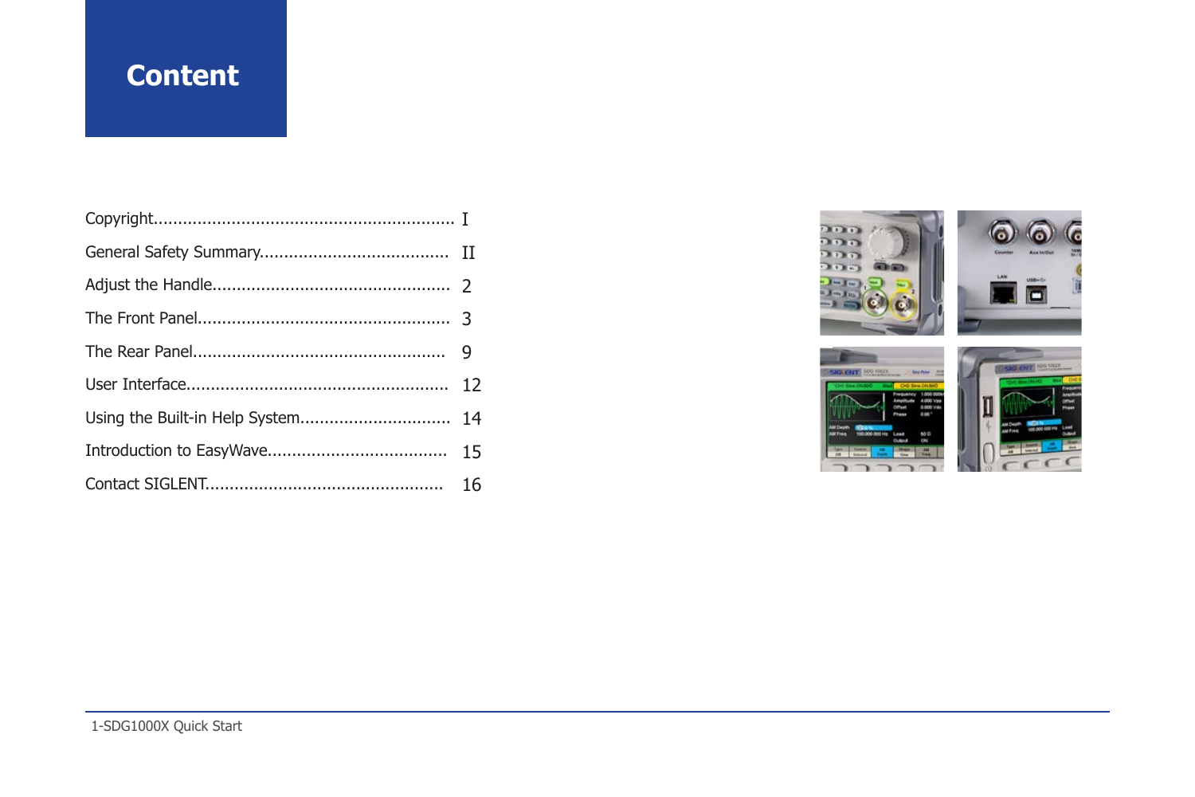# Content

Copyright............................................................ I

General Safety Summary...................................... II

Adjust the Handle................................................ 2

The Front Panel................................................... 3

The Rear Panel................................................... 9

User Interface..................................................... 12

Using the Built-in Help System.............................. 14

Introduction to EasyWave.................................... 15

Contact SIGLENT................................................ 16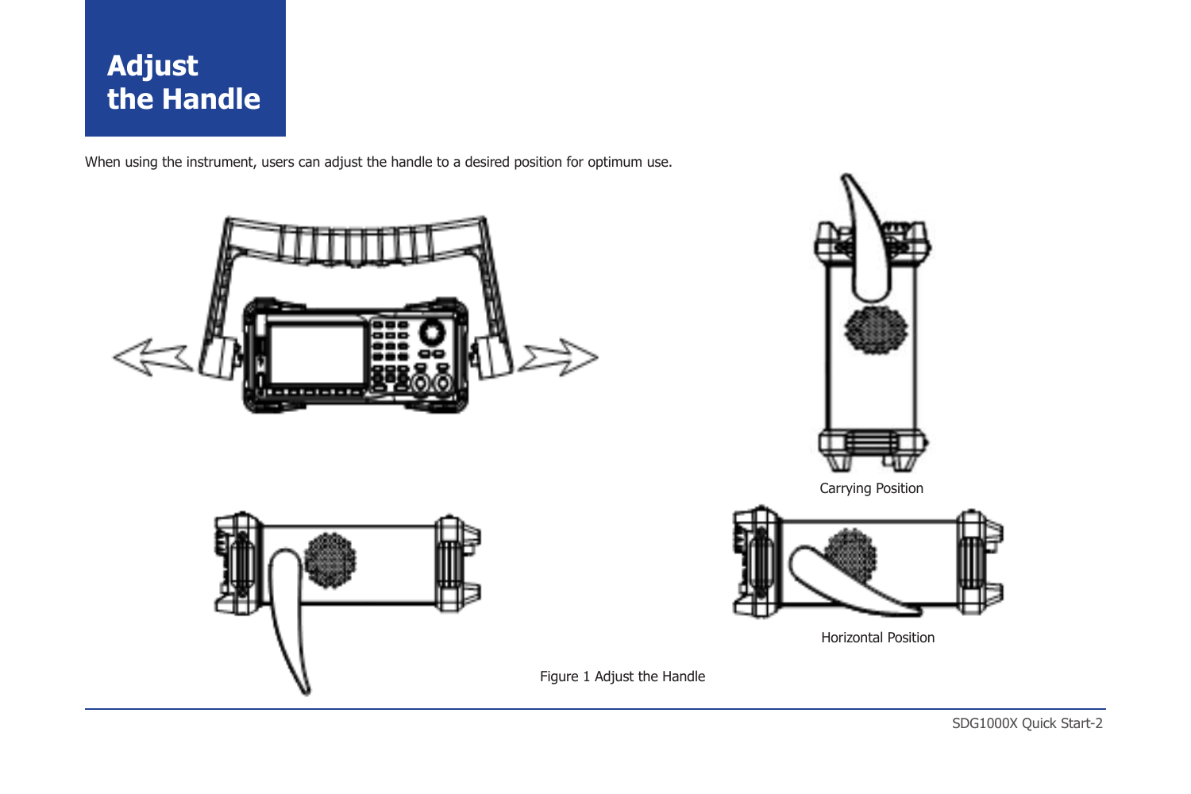# Adjust the Handle

When using the instrument, users can adjust the handle to a desired position for optimum use.

Carrying Position

Horizontal Position

Figure 1 Adjust the Handle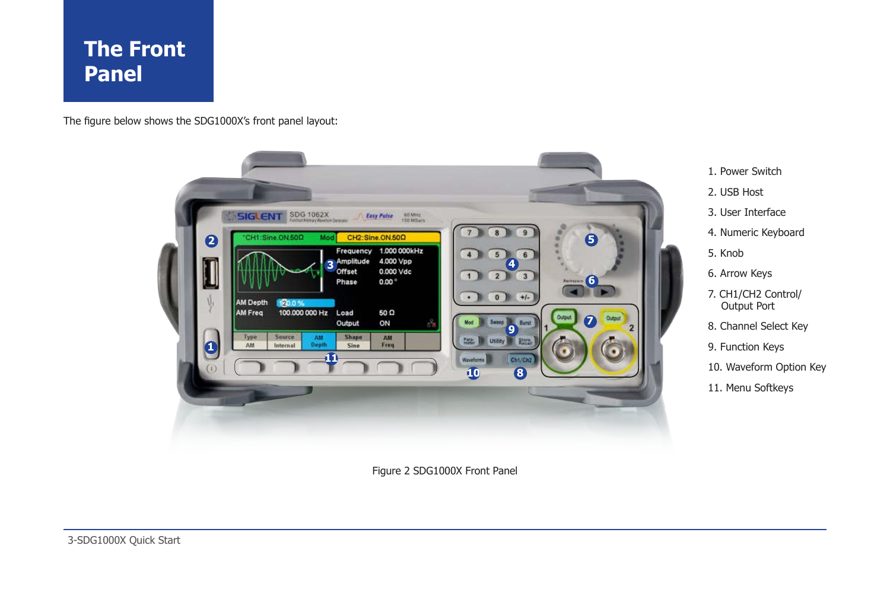# The Front Panel

The figure below shows the SDG1000X's front panel layout:

1. Power Switch
2. USB Host
3. User Interface
4. Numeric Keyboard
5. Knob
6. Arrow Keys
7. CH1/CH2 Control/ Output Port
8. Channel Select Key
9. Function Keys
10. Waveform Option Key
11. Menu Softkeys

Figure 2 SDG1000X Front Panel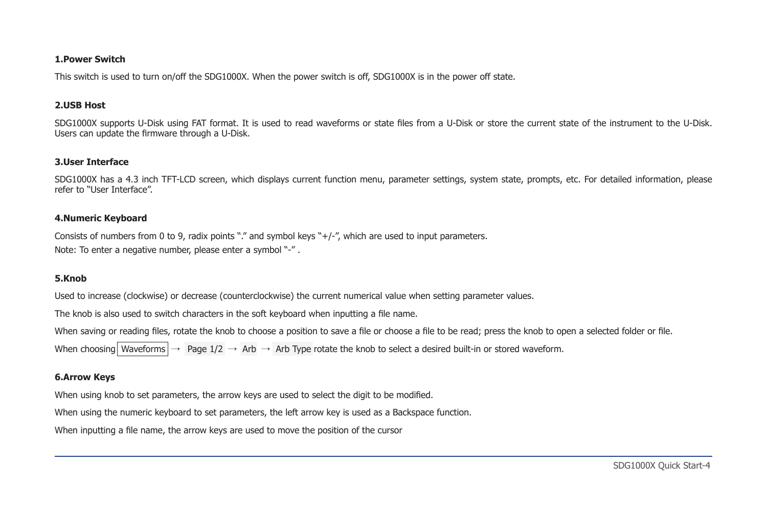**1.Power Switch**

This switch is used to turn on/off the SDG1000X. When the power switch is off, SDG1000X is in the power off state.

**2.USB Host**

SDG1000X supports U-Disk using FAT format. It is used to read waveforms or state files from a U-Disk or store the current state of the instrument to the U-Disk. Users can update the firmware through a U-Disk.

**3.User Interface**

SDG1000X has a 4.3 inch TFT-LCD screen, which displays current function menu, parameter settings, system state, prompts, etc. For detailed information, please refer to "User Interface".

**4.Numeric Keyboard**

Consists of numbers from 0 to 9, radix points "." and symbol keys "+/-", which are used to input parameters.

Note: To enter a negative number, please enter a symbol "-" .

**5.Knob**

Used to increase (clockwise) or decrease (counterclockwise) the current numerical value when setting parameter values.

The knob is also used to switch characters in the soft keyboard when inputting a file name.

When saving or reading files, rotate the knob to choose a position to save a file or choose a file to be read; press the knob to open a selected folder or file.

When choosing Waveforms → Page 1/2 → Arb → Arb Type rotate the knob to select a desired built-in or stored waveform.

**6.Arrow Keys**

When using knob to set parameters, the arrow keys are used to select the digit to be modified.

When using the numeric keyboard to set parameters, the left arrow key is used as a Backspace function.

When inputting a file name, the arrow keys are used to move the position of the cursor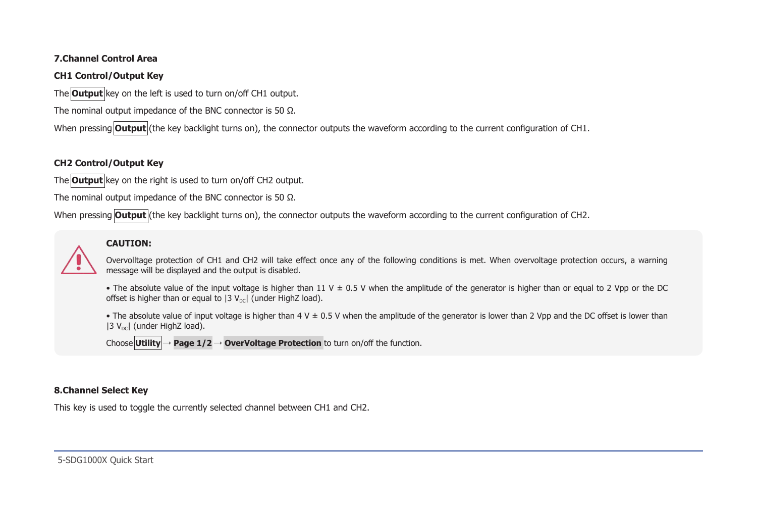### 7.Channel Control Area

**CH1 Control/Output Key**

The **Output** key on the left is used to turn on/off CH1 output.

The nominal output impedance of the BNC connector is 50 Ω.

When pressing **Output** (the key backlight turns on), the connector outputs the waveform according to the current configuration of CH1.

**CH2 Control/Output Key**

The **Output** key on the right is used to turn on/off CH2 output.

The nominal output impedance of the BNC connector is 50 Ω.

When pressing **Output** (the key backlight turns on), the connector outputs the waveform according to the current configuration of CH2.

> **CAUTION:**
>
> Overvolltage protection of CH1 and CH2 will take effect once any of the following conditions is met. When overvoltage protection occurs, a warning message will be displayed and the output is disabled.
>
> • The absolute value of the input voltage is higher than 11 V ± 0.5 V when the amplitude of the generator is higher than or equal to 2 Vpp or the DC offset is higher than or equal to |3 $V_{DC}$| (under HighZ load).
>
> • The absolute value of input voltage is higher than 4 V ± 0.5 V when the amplitude of the generator is lower than 2 Vpp and the DC offset is lower than |3 $V_{DC}$| (under HighZ load).
>
> Choose **Utility** → **Page 1/2** → **OverVoltage Protection** to turn on/off the function.

### 8.Channel Select Key

This key is used to toggle the currently selected channel between CH1 and CH2.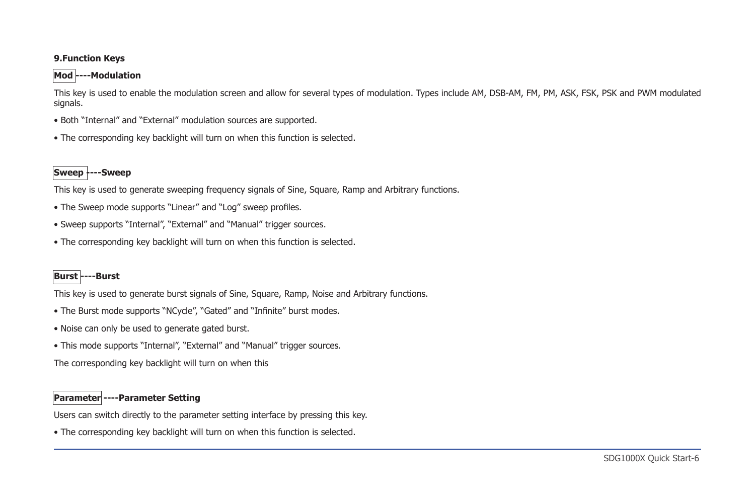## 9.Function Keys

**Mod ----Modulation**

This key is used to enable the modulation screen and allow for several types of modulation. Types include AM, DSB-AM, FM, PM, ASK, FSK, PSK and PWM modulated signals.

- Both “Internal” and “External” modulation sources are supported.
- The corresponding key backlight will turn on when this function is selected.

**Sweep ----Sweep**

This key is used to generate sweeping frequency signals of Sine, Square, Ramp and Arbitrary functions.

- The Sweep mode supports “Linear” and “Log” sweep profiles.
- Sweep supports “Internal”, “External” and “Manual” trigger sources.
- The corresponding key backlight will turn on when this function is selected.

**Burst ----Burst**

This key is used to generate burst signals of Sine, Square, Ramp, Noise and Arbitrary functions.

- The Burst mode supports “NCycle”, “Gated” and “Infinite” burst modes.
- Noise can only be used to generate gated burst.
- This mode supports “Internal”, “External” and “Manual” trigger sources.

The corresponding key backlight will turn on when this

**Parameter ----Parameter Setting**

Users can switch directly to the parameter setting interface by pressing this key.

- The corresponding key backlight will turn on when this function is selected.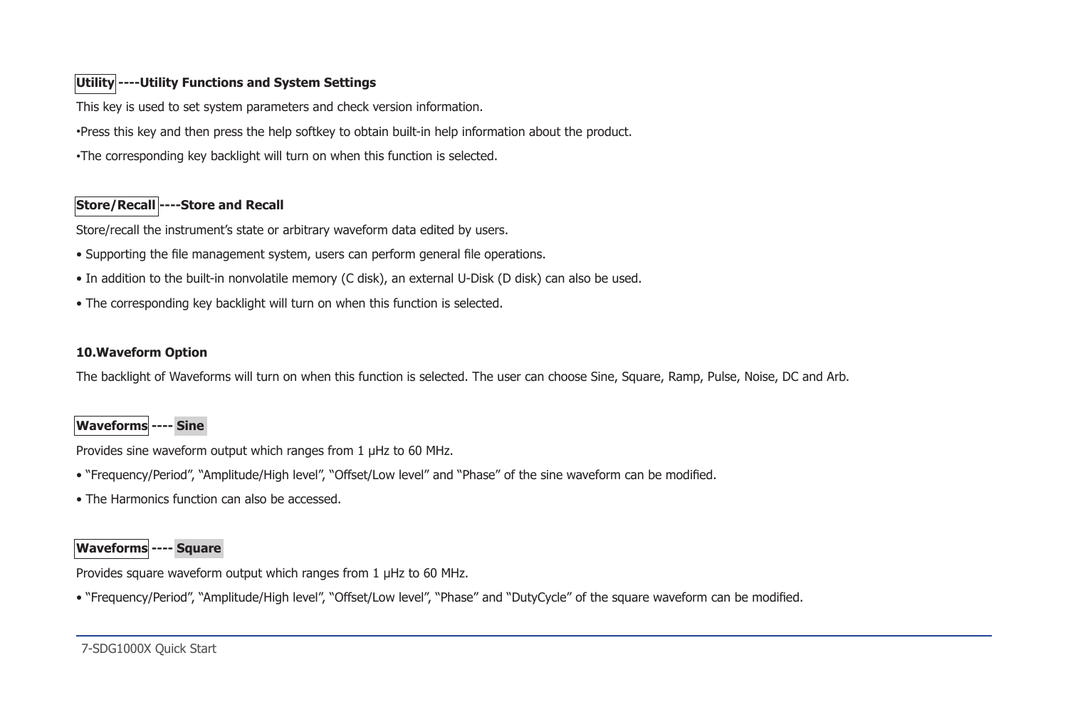**Utility ----Utility Functions and System Settings**

This key is used to set system parameters and check version information.

•Press this key and then press the help softkey to obtain built-in help information about the product.

•The corresponding key backlight will turn on when this function is selected.

**Store/Recall ----Store and Recall**

Store/recall the instrument's state or arbitrary waveform data edited by users.

• Supporting the file management system, users can perform general file operations.

• In addition to the built-in nonvolatile memory (C disk), an external U-Disk (D disk) can also be used.

• The corresponding key backlight will turn on when this function is selected.

**10.Waveform Option**

The backlight of Waveforms will turn on when this function is selected. The user can choose Sine, Square, Ramp, Pulse, Noise, DC and Arb.

**Waveforms ---- Sine**

Provides sine waveform output which ranges from 1 μHz to 60 MHz.

• "Frequency/Period", "Amplitude/High level", "Offset/Low level" and "Phase" of the sine waveform can be modified.

• The Harmonics function can also be accessed.

**Waveforms ---- Square**

Provides square waveform output which ranges from 1 μHz to 60 MHz.

• "Frequency/Period", "Amplitude/High level", "Offset/Low level", "Phase" and "DutyCycle" of the square waveform can be modified.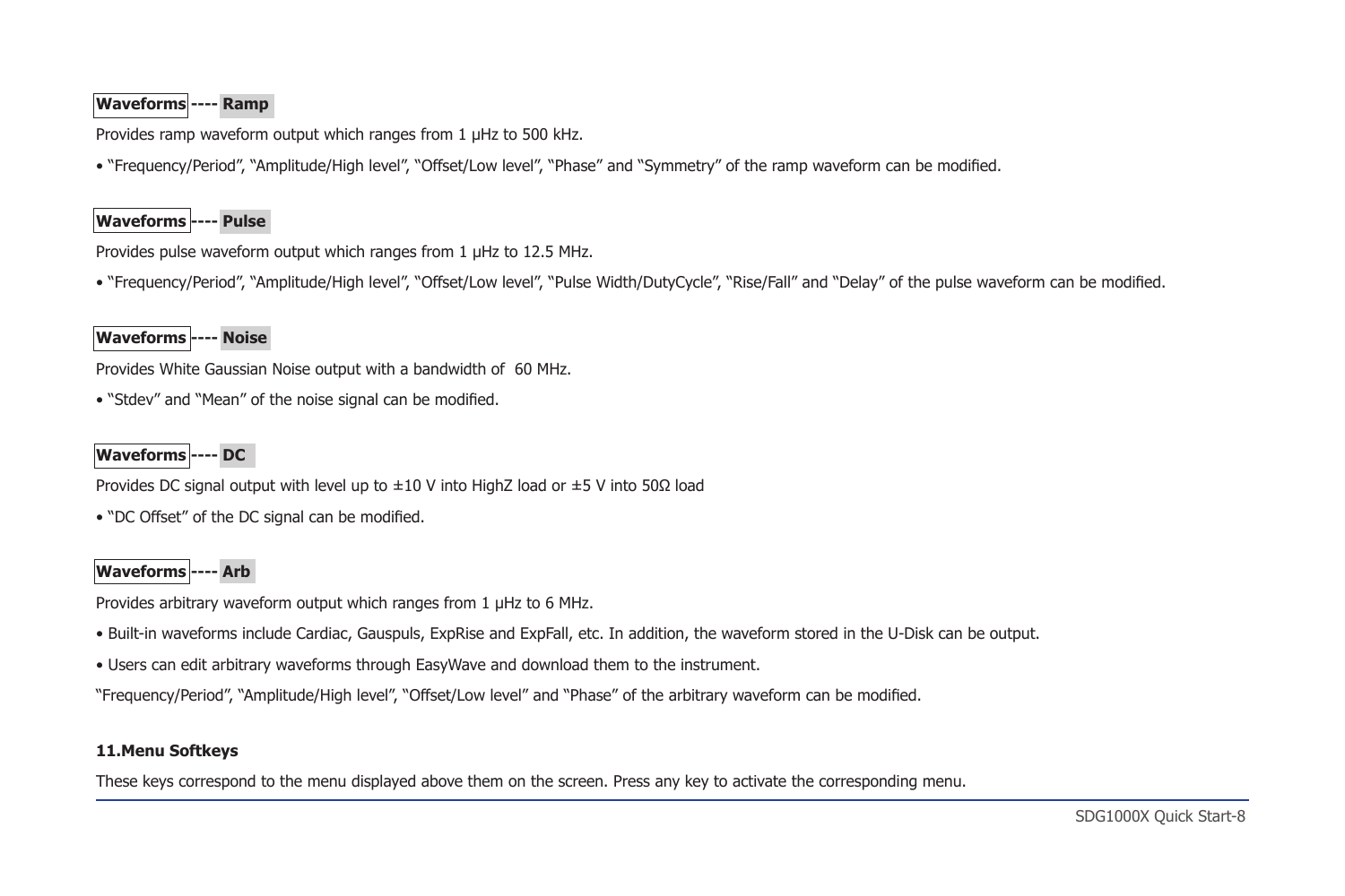**Waveforms ---- Ramp**

Provides ramp waveform output which ranges from 1 μHz to 500 kHz.

- "Frequency/Period", "Amplitude/High level", "Offset/Low level", "Phase" and "Symmetry" of the ramp waveform can be modified.

**Waveforms ---- Pulse**

Provides pulse waveform output which ranges from 1 μHz to 12.5 MHz.

- "Frequency/Period", "Amplitude/High level", "Offset/Low level", "Pulse Width/DutyCycle", "Rise/Fall" and "Delay" of the pulse waveform can be modified.

**Waveforms ---- Noise**

Provides White Gaussian Noise output with a bandwidth of 60 MHz.

- "Stdev" and "Mean" of the noise signal can be modified.

**Waveforms ---- DC**

Provides DC signal output with level up to ±10 V into HighZ load or ±5 V into 50Ω load

- "DC Offset" of the DC signal can be modified.

**Waveforms ---- Arb**

Provides arbitrary waveform output which ranges from 1 μHz to 6 MHz.

- Built-in waveforms include Cardiac, Gauspuls, ExpRise and ExpFall, etc. In addition, the waveform stored in the U-Disk can be output.
- Users can edit arbitrary waveforms through EasyWave and download them to the instrument.

"Frequency/Period", "Amplitude/High level", "Offset/Low level" and "Phase" of the arbitrary waveform can be modified.

**11.Menu Softkeys**

These keys correspond to the menu displayed above them on the screen. Press any key to activate the corresponding menu.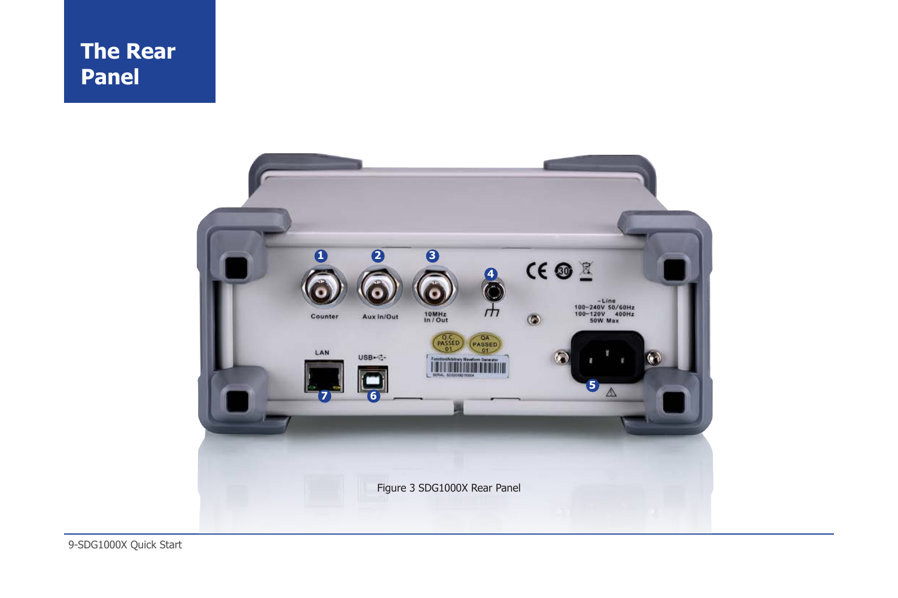# The Rear Panel

Figure 3 SDG1000X Rear Panel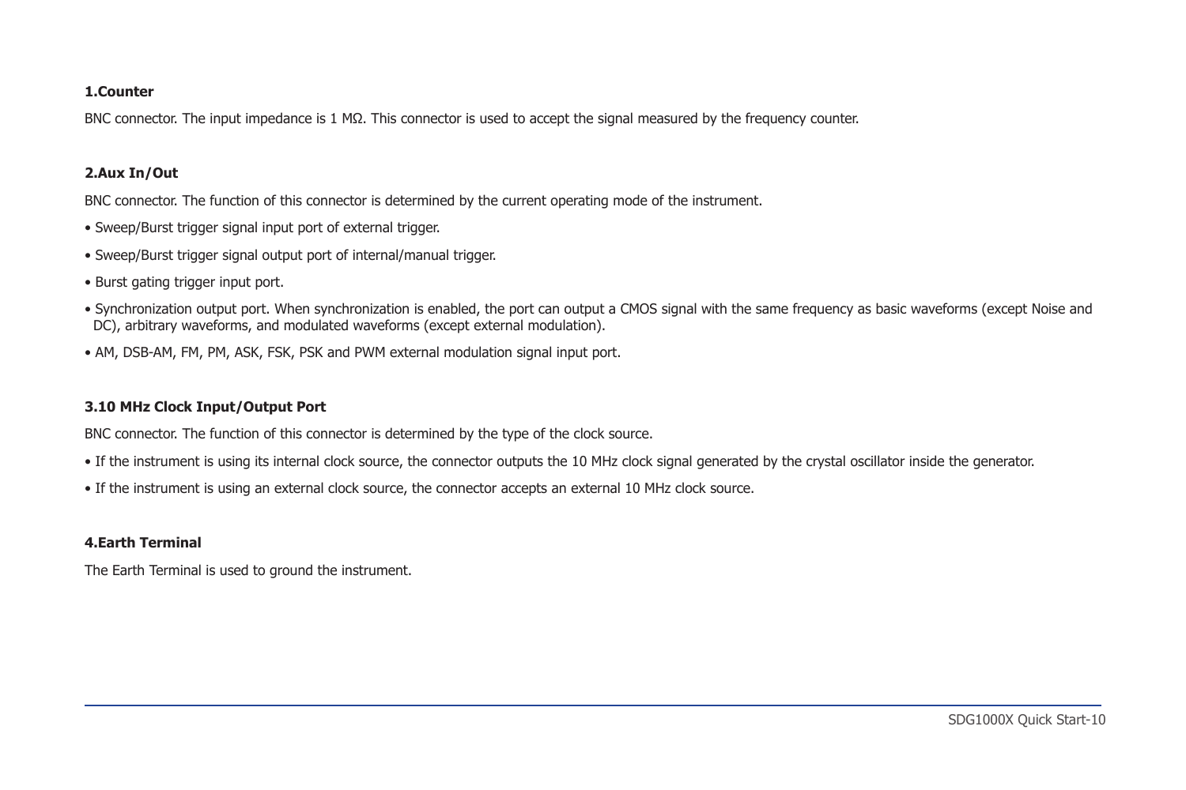**1.Counter**

BNC connector. The input impedance is 1 MΩ. This connector is used to accept the signal measured by the frequency counter.

**2.Aux In/Out**

BNC connector. The function of this connector is determined by the current operating mode of the instrument.

- Sweep/Burst trigger signal input port of external trigger.
- Sweep/Burst trigger signal output port of internal/manual trigger.
- Burst gating trigger input port.
- Synchronization output port. When synchronization is enabled, the port can output a CMOS signal with the same frequency as basic waveforms (except Noise and DC), arbitrary waveforms, and modulated waveforms (except external modulation).
- AM, DSB-AM, FM, PM, ASK, FSK, PSK and PWM external modulation signal input port.

**3.10 MHz Clock Input/Output Port**

BNC connector. The function of this connector is determined by the type of the clock source.

- If the instrument is using its internal clock source, the connector outputs the 10 MHz clock signal generated by the crystal oscillator inside the generator.
- If the instrument is using an external clock source, the connector accepts an external 10 MHz clock source.

**4.Earth Terminal**

The Earth Terminal is used to ground the instrument.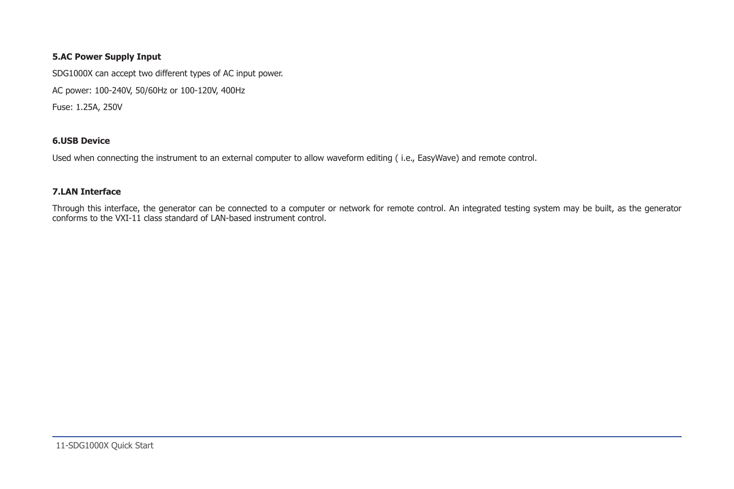**5.AC Power Supply Input**

SDG1000X can accept two different types of AC input power.

AC power: 100-240V, 50/60Hz or 100-120V, 400Hz

Fuse: 1.25A, 250V

**6.USB Device**

Used when connecting the instrument to an external computer to allow waveform editing ( i.e., EasyWave) and remote control.

**7.LAN Interface**

Through this interface, the generator can be connected to a computer or network for remote control. An integrated testing system may be built, as the generator conforms to the VXI-11 class standard of LAN-based instrument control.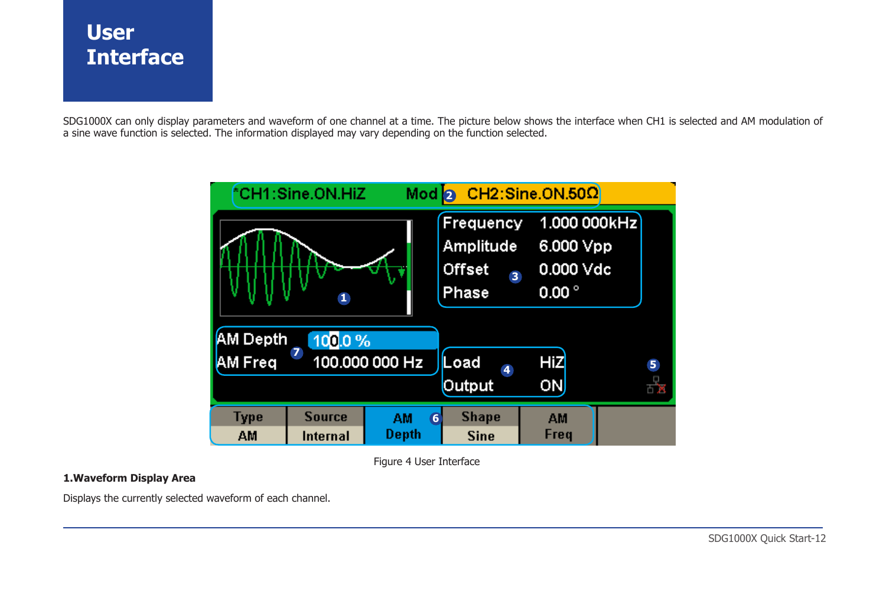# User Interface

SDG1000X can only display parameters and waveform of one channel at a time. The picture below shows the interface when CH1 is selected and AM modulation of a sine wave function is selected. The information displayed may vary depending on the function selected.

Figure 4 User Interface

**1.Waveform Display Area**

Displays the currently selected waveform of each channel.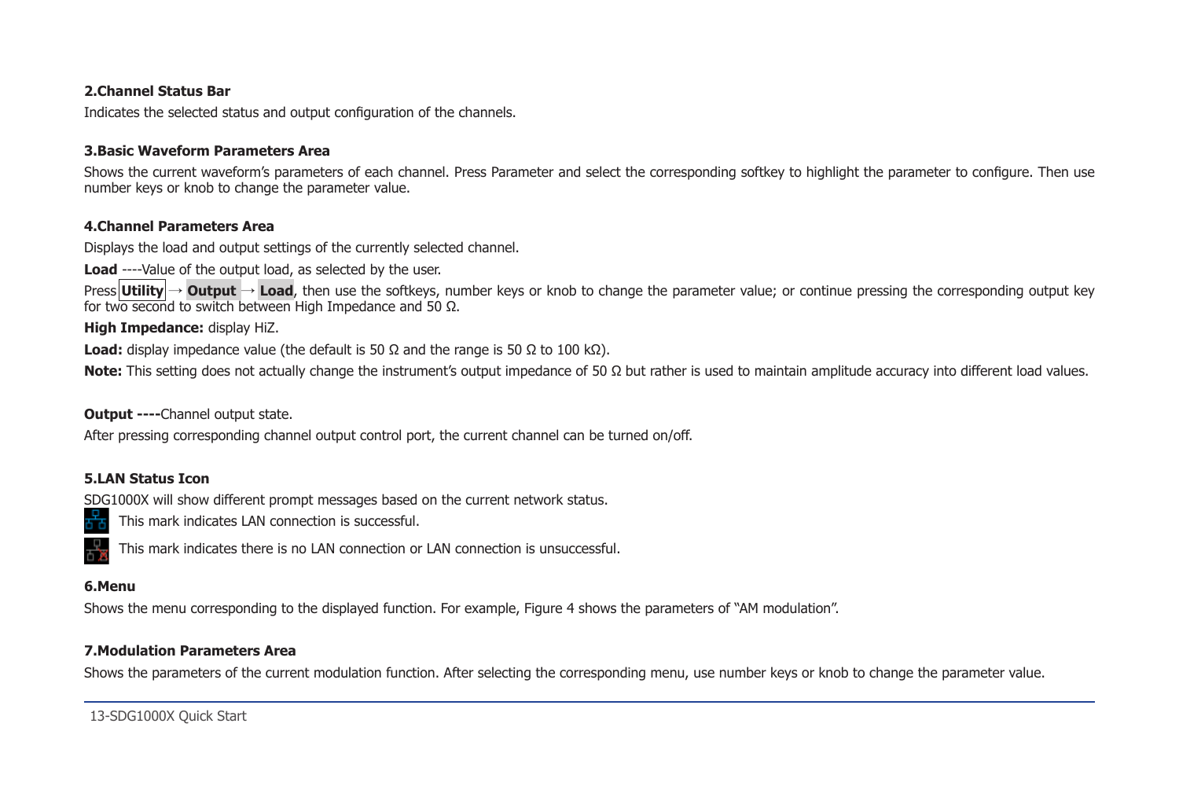**2.Channel Status Bar**

Indicates the selected status and output configuration of the channels.

**3.Basic Waveform Parameters Area**

Shows the current waveform's parameters of each channel. Press Parameter and select the corresponding softkey to highlight the parameter to configure. Then use number keys or knob to change the parameter value.

**4.Channel Parameters Area**

Displays the load and output settings of the currently selected channel.

**Load** ----Value of the output load, as selected by the user.

Press **Utility** → **Output** → **Load**, then use the softkeys, number keys or knob to change the parameter value; or continue pressing the corresponding output key for two second to switch between High Impedance and 50 Ω.

**High Impedance:** display HiZ.

**Load:** display impedance value (the default is 50 Ω and the range is 50 Ω to 100 kΩ).

**Note:** This setting does not actually change the instrument's output impedance of 50 Ω but rather is used to maintain amplitude accuracy into different load values.

**Output ----**Channel output state.

After pressing corresponding channel output control port, the current channel can be turned on/off.

**5.LAN Status Icon**

SDG1000X will show different prompt messages based on the current network status.

This mark indicates LAN connection is successful.

This mark indicates there is no LAN connection or LAN connection is unsuccessful.

**6.Menu**

Shows the menu corresponding to the displayed function. For example, Figure 4 shows the parameters of "AM modulation".

**7.Modulation Parameters Area**

Shows the parameters of the current modulation function. After selecting the corresponding menu, use number keys or knob to change the parameter value.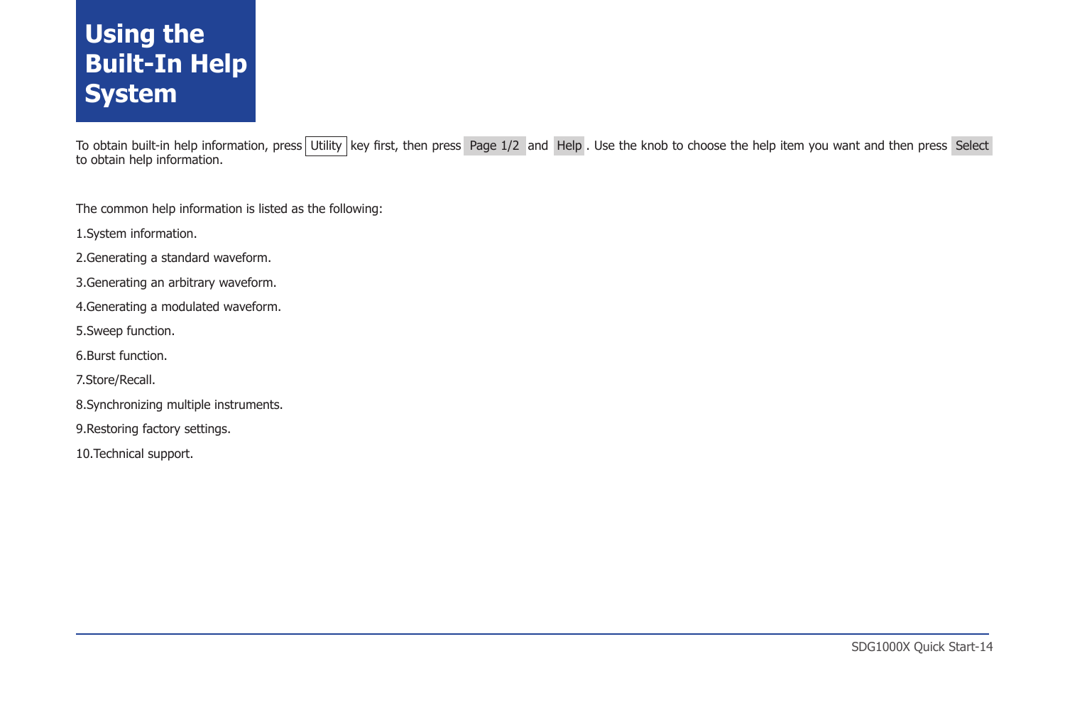# Using the Built-In Help System

To obtain built-in help information, press Utility key first, then press Page 1/2 and Help. Use the knob to choose the help item you want and then press Select to obtain help information.

The common help information is listed as the following:

1.System information.

2.Generating a standard waveform.

3.Generating an arbitrary waveform.

4.Generating a modulated waveform.

5.Sweep function.

6.Burst function.

7.Store/Recall.

8.Synchronizing multiple instruments.

9.Restoring factory settings.

10.Technical support.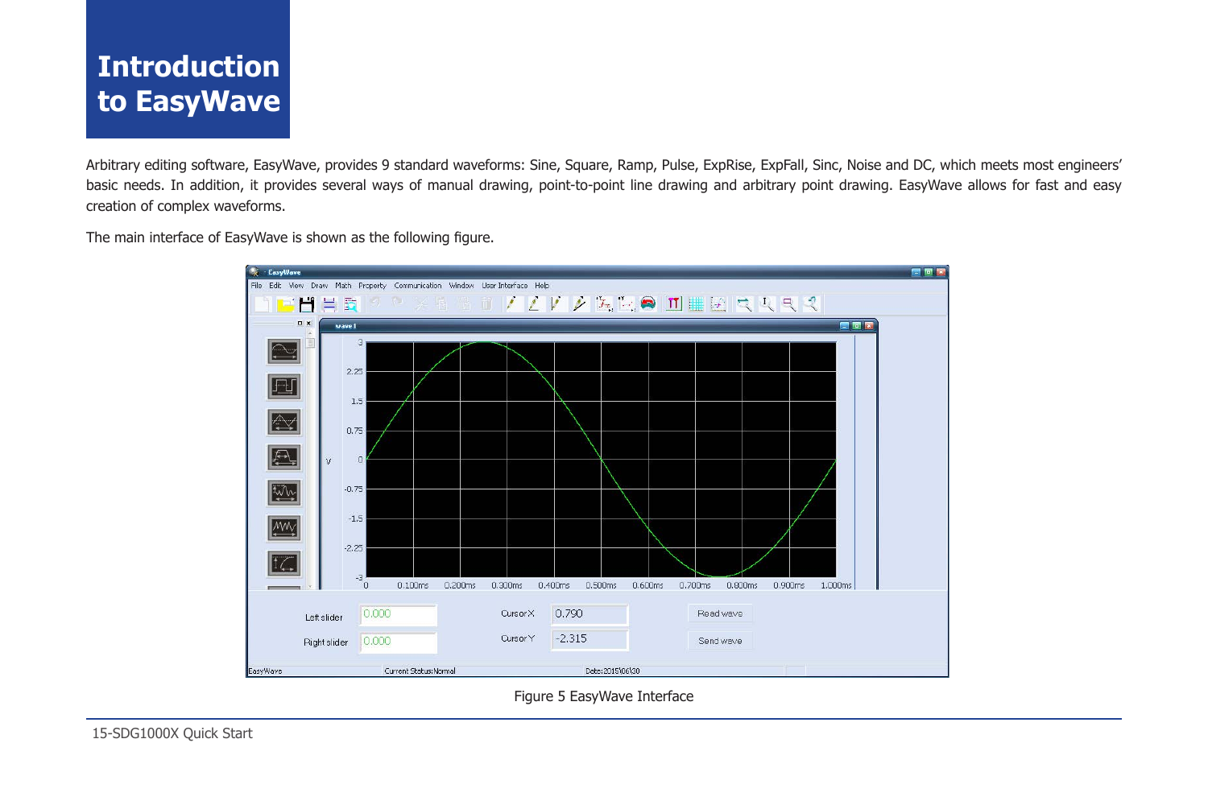# Introduction to EasyWave

Arbitrary editing software, EasyWave, provides 9 standard waveforms: Sine, Square, Ramp, Pulse, ExpRise, ExpFall, Sinc, Noise and DC, which meets most engineers' basic needs. In addition, it provides several ways of manual drawing, point-to-point line drawing and arbitrary point drawing. EasyWave allows for fast and easy creation of complex waveforms.

The main interface of EasyWave is shown as the following figure.

Figure 5 EasyWave Interface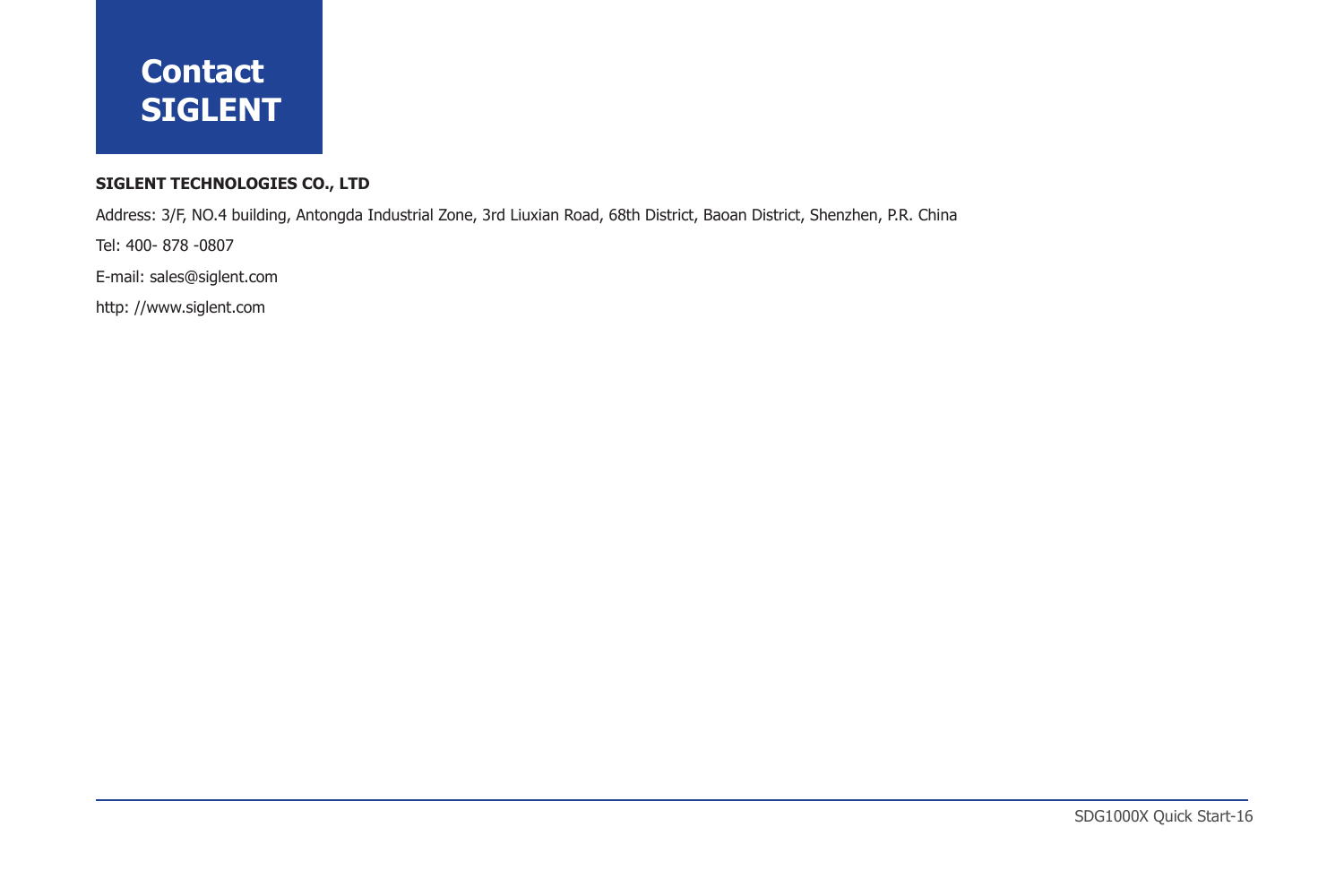# Contact SIGLENT

**SIGLENT TECHNOLOGIES CO., LTD**

Address: 3/F, NO.4 building, Antongda Industrial Zone, 3rd Liuxian Road, 68th District, Baoan District, Shenzhen, P.R. China

Tel: 400- 878 -0807

E-mail: sales@siglent.com

http: //www.siglent.com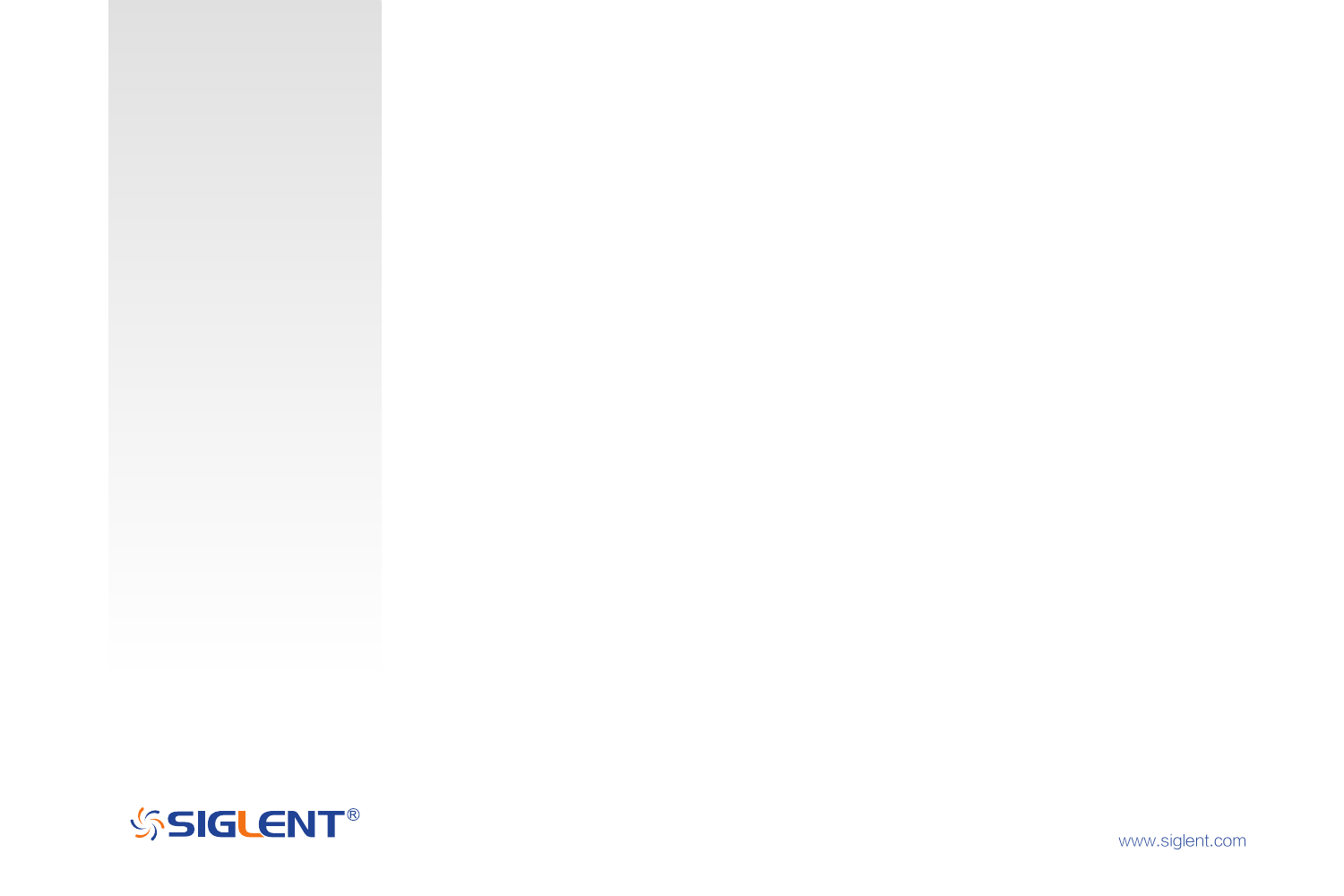SIGLENT®

www.siglent.com